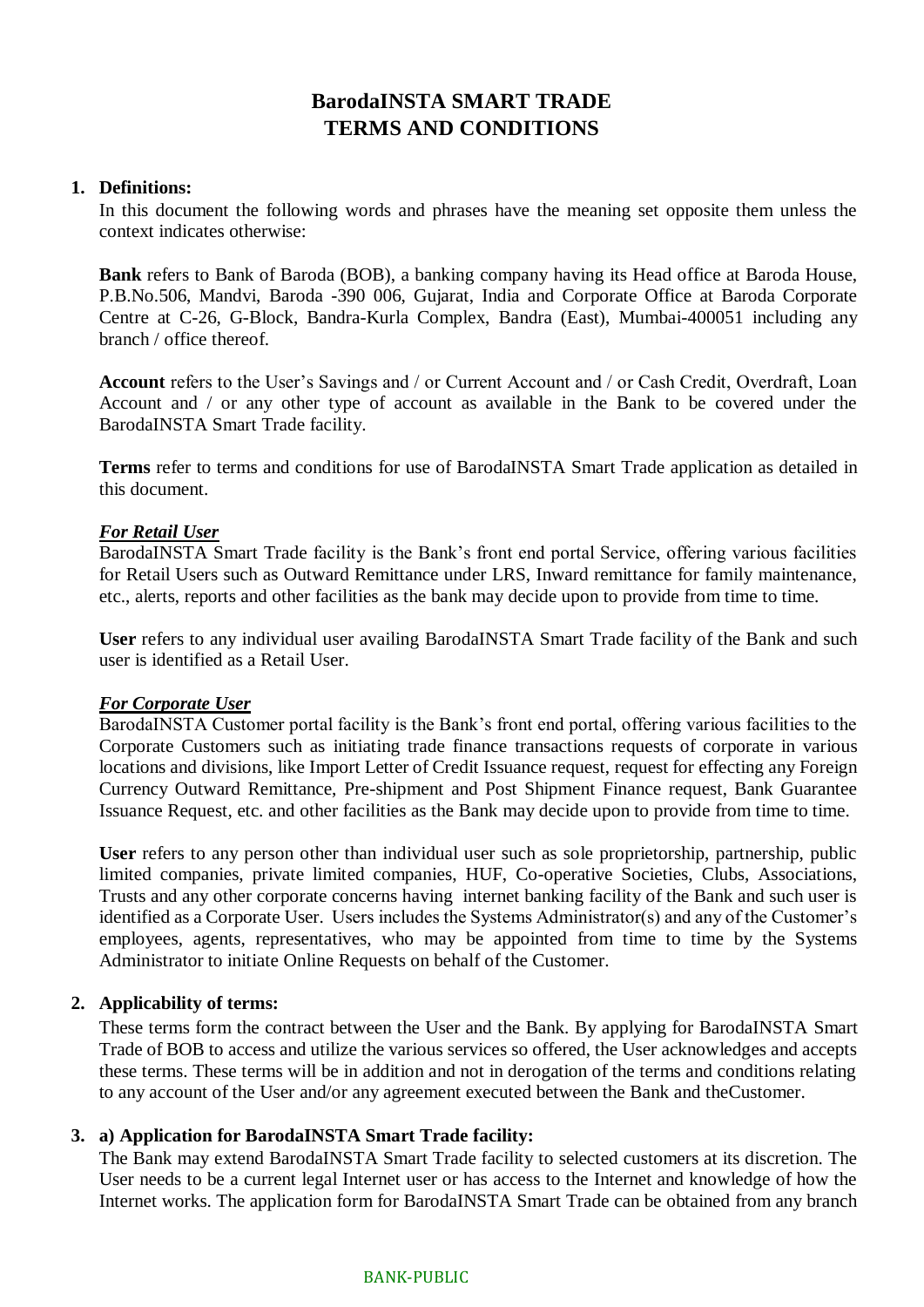# BarodaINSTA SMART TRADE
# TERMS AND CONDITIONS

**1. Definitions:**

In this document the following words and phrases have the meaning set opposite them unless the context indicates otherwise:

**Bank** refers to Bank of Baroda (BOB), a banking company having its Head office at Baroda House, P.B.No.506, Mandvi, Baroda -390 006, Gujarat, India and Corporate Office at Baroda Corporate Centre at C-26, G-Block, Bandra-Kurla Complex, Bandra (East), Mumbai-400051 including any branch / office thereof.

**Account** refers to the User's Savings and / or Current Account and / or Cash Credit, Overdraft, Loan Account and / or any other type of account as available in the Bank to be covered under the BarodaINSTA Smart Trade facility.

**Terms** refer to terms and conditions for use of BarodaINSTA Smart Trade application as detailed in this document.

***For Retail User***

BarodaINSTA Smart Trade facility is the Bank's front end portal Service, offering various facilities for Retail Users such as Outward Remittance under LRS, Inward remittance for family maintenance, etc., alerts, reports and other facilities as the bank may decide upon to provide from time to time.

**User** refers to any individual user availing BarodaINSTA Smart Trade facility of the Bank and such user is identified as a Retail User.

***For Corporate User***

BarodaINSTA Customer portal facility is the Bank's front end portal, offering various facilities to the Corporate Customers such as initiating trade finance transactions requests of corporate in various locations and divisions, like Import Letter of Credit Issuance request, request for effecting any Foreign Currency Outward Remittance, Pre-shipment and Post Shipment Finance request, Bank Guarantee Issuance Request, etc. and other facilities as the Bank may decide upon to provide from time to time.

**User** refers to any person other than individual user such as sole proprietorship, partnership, public limited companies, private limited companies, HUF, Co-operative Societies, Clubs, Associations, Trusts and any other corporate concerns having internet banking facility of the Bank and such user is identified as a Corporate User. Users includes the Systems Administrator(s) and any of the Customer's employees, agents, representatives, who may be appointed from time to time by the Systems Administrator to initiate Online Requests on behalf of the Customer.

**2. Applicability of terms:**

These terms form the contract between the User and the Bank. By applying for BarodaINSTA Smart Trade of BOB to access and utilize the various services so offered, the User acknowledges and accepts these terms. These terms will be in addition and not in derogation of the terms and conditions relating to any account of the User and/or any agreement executed between the Bank and theCustomer.

**3. a) Application for BarodaINSTA Smart Trade facility:**

The Bank may extend BarodaINSTA Smart Trade facility to selected customers at its discretion. The User needs to be a current legal Internet user or has access to the Internet and knowledge of how the Internet works. The application form for BarodaINSTA Smart Trade can be obtained from any branch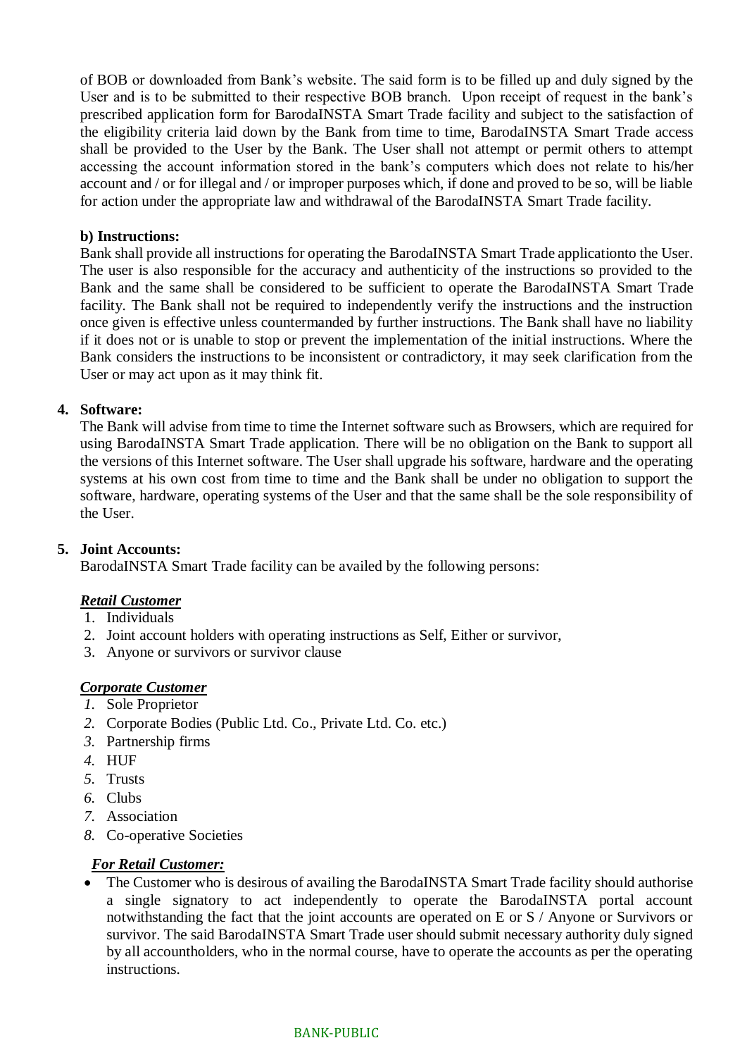of BOB or downloaded from Bank's website. The said form is to be filled up and duly signed by the User and is to be submitted to their respective BOB branch. Upon receipt of request in the bank's prescribed application form for BarodaINSTA Smart Trade facility and subject to the satisfaction of the eligibility criteria laid down by the Bank from time to time, BarodaINSTA Smart Trade access shall be provided to the User by the Bank. The User shall not attempt or permit others to attempt accessing the account information stored in the bank's computers which does not relate to his/her account and / or for illegal and / or improper purposes which, if done and proved to be so, will be liable for action under the appropriate law and withdrawal of the BarodaINSTA Smart Trade facility.

**b) Instructions:**

Bank shall provide all instructions for operating the BarodaINSTA Smart Trade applicationto the User. The user is also responsible for the accuracy and authenticity of the instructions so provided to the Bank and the same shall be considered to be sufficient to operate the BarodaINSTA Smart Trade facility. The Bank shall not be required to independently verify the instructions and the instruction once given is effective unless countermanded by further instructions. The Bank shall have no liability if it does not or is unable to stop or prevent the implementation of the initial instructions. Where the Bank considers the instructions to be inconsistent or contradictory, it may seek clarification from the User or may act upon as it may think fit.

4. **Software:**

The Bank will advise from time to time the Internet software such as Browsers, which are required for using BarodaINSTA Smart Trade application. There will be no obligation on the Bank to support all the versions of this Internet software. The User shall upgrade his software, hardware and the operating systems at his own cost from time to time and the Bank shall be under no obligation to support the software, hardware, operating systems of the User and that the same shall be the sole responsibility of the User.

5. **Joint Accounts:**

BarodaINSTA Smart Trade facility can be availed by the following persons:

***Retail Customer***

1. Individuals
2. Joint account holders with operating instructions as Self, Either or survivor,
3. Anyone or survivors or survivor clause

***Corporate Customer***

1. Sole Proprietor
2. Corporate Bodies (Public Ltd. Co., Private Ltd. Co. etc.)
3. Partnership firms
4. HUF
5. Trusts
6. Clubs
7. Association
8. Co-operative Societies

***For Retail Customer:***

- The Customer who is desirous of availing the BarodaINSTA Smart Trade facility should authorise a single signatory to act independently to operate the BarodaINSTA portal account notwithstanding the fact that the joint accounts are operated on E or S / Anyone or Survivors or survivor. The said BarodaINSTA Smart Trade user should submit necessary authority duly signed by all accountholders, who in the normal course, have to operate the accounts as per the operating instructions.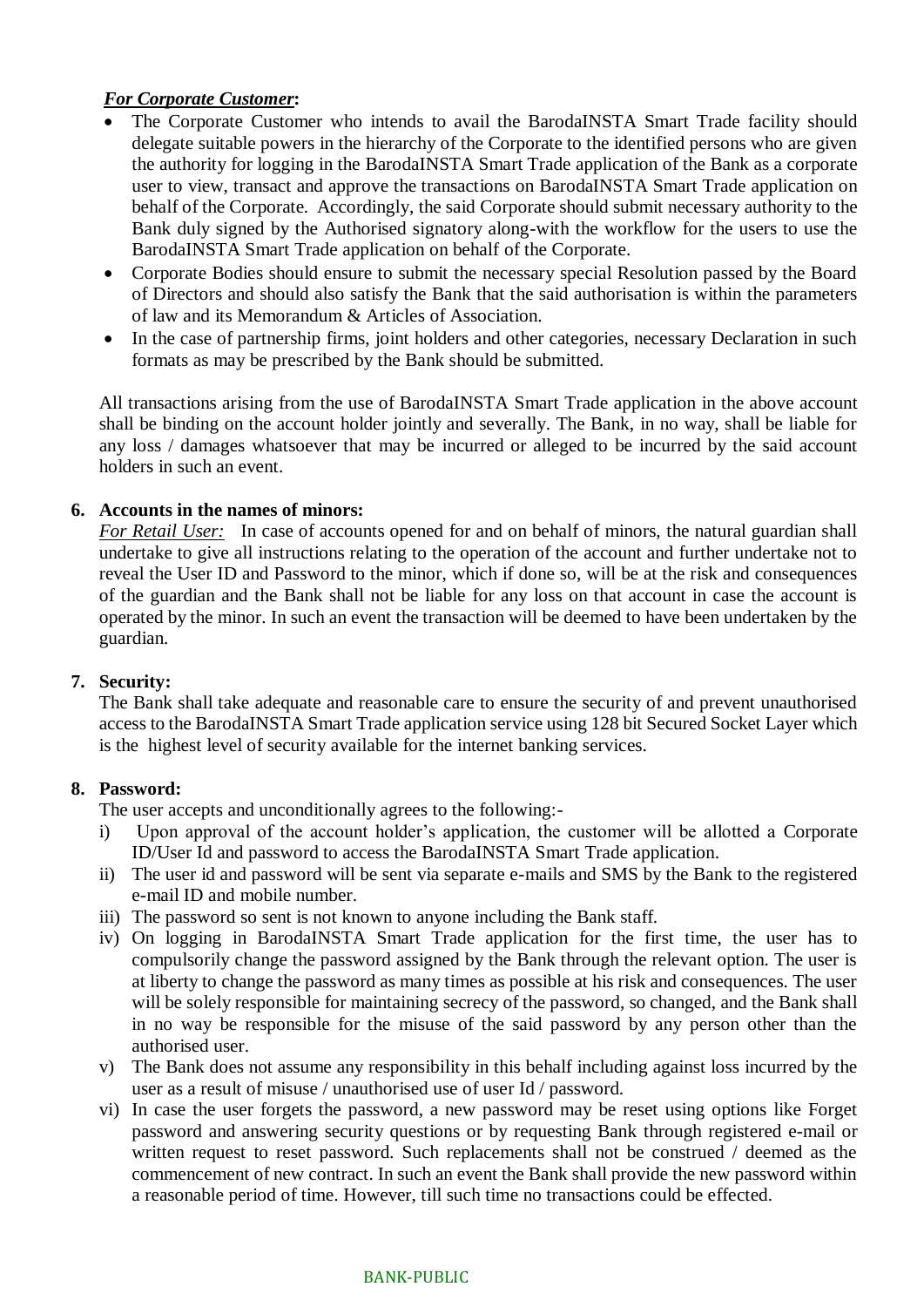***For Corporate Customer*:**

- The Corporate Customer who intends to avail the BarodaINSTA Smart Trade facility should delegate suitable powers in the hierarchy of the Corporate to the identified persons who are given the authority for logging in the BarodaINSTA Smart Trade application of the Bank as a corporate user to view, transact and approve the transactions on BarodaINSTA Smart Trade application on behalf of the Corporate. Accordingly, the said Corporate should submit necessary authority to the Bank duly signed by the Authorised signatory along-with the workflow for the users to use the BarodaINSTA Smart Trade application on behalf of the Corporate.
- Corporate Bodies should ensure to submit the necessary special Resolution passed by the Board of Directors and should also satisfy the Bank that the said authorisation is within the parameters of law and its Memorandum & Articles of Association.
- In the case of partnership firms, joint holders and other categories, necessary Declaration in such formats as may be prescribed by the Bank should be submitted.

All transactions arising from the use of BarodaINSTA Smart Trade application in the above account shall be binding on the account holder jointly and severally. The Bank, in no way, shall be liable for any loss / damages whatsoever that may be incurred or alleged to be incurred by the said account holders in such an event.

**6. Accounts in the names of minors:**

*For Retail User:* In case of accounts opened for and on behalf of minors, the natural guardian shall undertake to give all instructions relating to the operation of the account and further undertake not to reveal the User ID and Password to the minor, which if done so, will be at the risk and consequences of the guardian and the Bank shall not be liable for any loss on that account in case the account is operated by the minor. In such an event the transaction will be deemed to have been undertaken by the guardian.

**7. Security:**

The Bank shall take adequate and reasonable care to ensure the security of and prevent unauthorised access to the BarodaINSTA Smart Trade application service using 128 bit Secured Socket Layer which is the highest level of security available for the internet banking services.

**8. Password:**

The user accepts and unconditionally agrees to the following:-

i) Upon approval of the account holder's application, the customer will be allotted a Corporate ID/User Id and password to access the BarodaINSTA Smart Trade application.

ii) The user id and password will be sent via separate e-mails and SMS by the Bank to the registered e-mail ID and mobile number.

iii) The password so sent is not known to anyone including the Bank staff.

iv) On logging in BarodaINSTA Smart Trade application for the first time, the user has to compulsorily change the password assigned by the Bank through the relevant option. The user is at liberty to change the password as many times as possible at his risk and consequences. The user will be solely responsible for maintaining secrecy of the password, so changed, and the Bank shall in no way be responsible for the misuse of the said password by any person other than the authorised user.

v) The Bank does not assume any responsibility in this behalf including against loss incurred by the user as a result of misuse / unauthorised use of user Id / password.

vi) In case the user forgets the password, a new password may be reset using options like Forget password and answering security questions or by requesting Bank through registered e-mail or written request to reset password. Such replacements shall not be construed / deemed as the commencement of new contract. In such an event the Bank shall provide the new password within a reasonable period of time. However, till such time no transactions could be effected.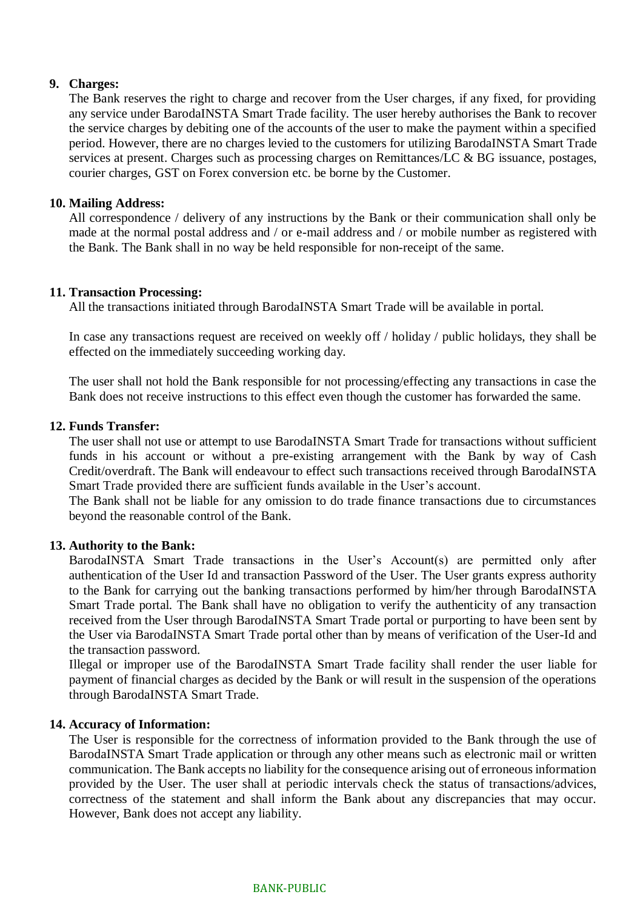**9. Charges:**

The Bank reserves the right to charge and recover from the User charges, if any fixed, for providing any service under BarodaINSTA Smart Trade facility. The user hereby authorises the Bank to recover the service charges by debiting one of the accounts of the user to make the payment within a specified period. However, there are no charges levied to the customers for utilizing BarodaINSTA Smart Trade services at present. Charges such as processing charges on Remittances/LC & BG issuance, postages, courier charges, GST on Forex conversion etc. be borne by the Customer.

**10. Mailing Address:**

All correspondence / delivery of any instructions by the Bank or their communication shall only be made at the normal postal address and / or e-mail address and / or mobile number as registered with the Bank. The Bank shall in no way be held responsible for non-receipt of the same.

**11. Transaction Processing:**

All the transactions initiated through BarodaINSTA Smart Trade will be available in portal.

In case any transactions request are received on weekly off / holiday / public holidays, they shall be effected on the immediately succeeding working day.

The user shall not hold the Bank responsible for not processing/effecting any transactions in case the Bank does not receive instructions to this effect even though the customer has forwarded the same.

**12. Funds Transfer:**

The user shall not use or attempt to use BarodaINSTA Smart Trade for transactions without sufficient funds in his account or without a pre-existing arrangement with the Bank by way of Cash Credit/overdraft. The Bank will endeavour to effect such transactions received through BarodaINSTA Smart Trade provided there are sufficient funds available in the User's account.

The Bank shall not be liable for any omission to do trade finance transactions due to circumstances beyond the reasonable control of the Bank.

**13. Authority to the Bank:**

BarodaINSTA Smart Trade transactions in the User's Account(s) are permitted only after authentication of the User Id and transaction Password of the User. The User grants express authority to the Bank for carrying out the banking transactions performed by him/her through BarodaINSTA Smart Trade portal. The Bank shall have no obligation to verify the authenticity of any transaction received from the User through BarodaINSTA Smart Trade portal or purporting to have been sent by the User via BarodaINSTA Smart Trade portal other than by means of verification of the User-Id and the transaction password.

Illegal or improper use of the BarodaINSTA Smart Trade facility shall render the user liable for payment of financial charges as decided by the Bank or will result in the suspension of the operations through BarodaINSTA Smart Trade.

**14. Accuracy of Information:**

The User is responsible for the correctness of information provided to the Bank through the use of BarodaINSTA Smart Trade application or through any other means such as electronic mail or written communication. The Bank accepts no liability for the consequence arising out of erroneous information provided by the User. The user shall at periodic intervals check the status of transactions/advices, correctness of the statement and shall inform the Bank about any discrepancies that may occur. However, Bank does not accept any liability.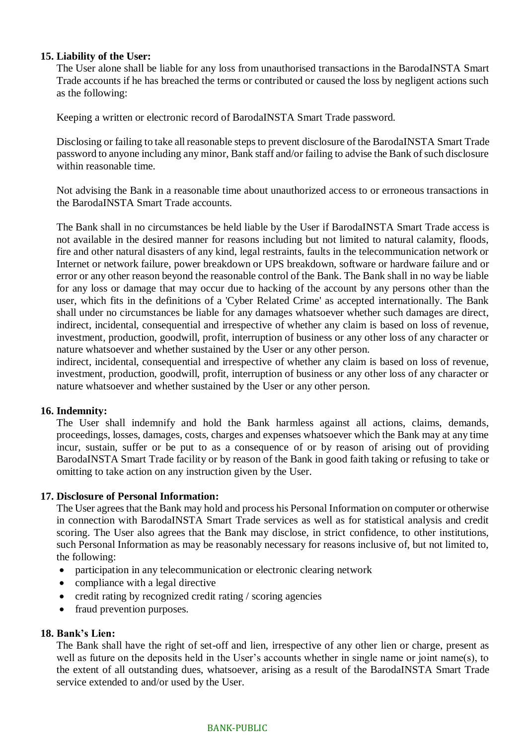**15. Liability of the User:**

The User alone shall be liable for any loss from unauthorised transactions in the BarodaINSTA Smart Trade accounts if he has breached the terms or contributed or caused the loss by negligent actions such as the following:

Keeping a written or electronic record of BarodaINSTA Smart Trade password.

Disclosing or failing to take all reasonable steps to prevent disclosure of the BarodaINSTA Smart Trade password to anyone including any minor, Bank staff and/or failing to advise the Bank of such disclosure within reasonable time.

Not advising the Bank in a reasonable time about unauthorized access to or erroneous transactions in the BarodaINSTA Smart Trade accounts.

The Bank shall in no circumstances be held liable by the User if BarodaINSTA Smart Trade access is not available in the desired manner for reasons including but not limited to natural calamity, floods, fire and other natural disasters of any kind, legal restraints, faults in the telecommunication network or Internet or network failure, power breakdown or UPS breakdown, software or hardware failure and or error or any other reason beyond the reasonable control of the Bank. The Bank shall in no way be liable for any loss or damage that may occur due to hacking of the account by any persons other than the user, which fits in the definitions of a 'Cyber Related Crime' as accepted internationally. The Bank shall under no circumstances be liable for any damages whatsoever whether such damages are direct, indirect, incidental, consequential and irrespective of whether any claim is based on loss of revenue, investment, production, goodwill, profit, interruption of business or any other loss of any character or nature whatsoever and whether sustained by the User or any other person.
indirect, incidental, consequential and irrespective of whether any claim is based on loss of revenue, investment, production, goodwill, profit, interruption of business or any other loss of any character or nature whatsoever and whether sustained by the User or any other person.

**16. Indemnity:**

The User shall indemnify and hold the Bank harmless against all actions, claims, demands, proceedings, losses, damages, costs, charges and expenses whatsoever which the Bank may at any time incur, sustain, suffer or be put to as a consequence of or by reason of arising out of providing BarodaINSTA Smart Trade facility or by reason of the Bank in good faith taking or refusing to take or omitting to take action on any instruction given by the User.

**17. Disclosure of Personal Information:**

The User agrees that the Bank may hold and process his Personal Information on computer or otherwise in connection with BarodaINSTA Smart Trade services as well as for statistical analysis and credit scoring. The User also agrees that the Bank may disclose, in strict confidence, to other institutions, such Personal Information as may be reasonably necessary for reasons inclusive of, but not limited to, the following:

- participation in any telecommunication or electronic clearing network
- compliance with a legal directive
- credit rating by recognized credit rating / scoring agencies
- fraud prevention purposes.

**18. Bank's Lien:**

The Bank shall have the right of set-off and lien, irrespective of any other lien or charge, present as well as future on the deposits held in the User's accounts whether in single name or joint name(s), to the extent of all outstanding dues, whatsoever, arising as a result of the BarodaINSTA Smart Trade service extended to and/or used by the User.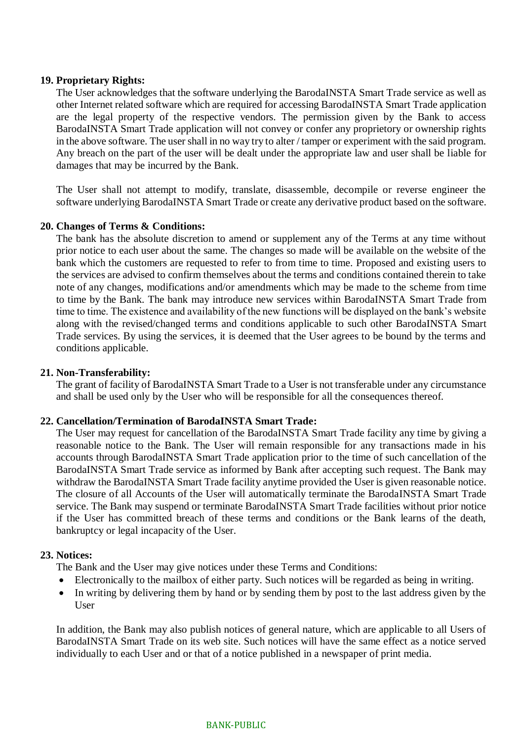**19. Proprietary Rights:**

The User acknowledges that the software underlying the BarodaINSTA Smart Trade service as well as other Internet related software which are required for accessing BarodaINSTA Smart Trade application are the legal property of the respective vendors. The permission given by the Bank to access BarodaINSTA Smart Trade application will not convey or confer any proprietory or ownership rights in the above software. The user shall in no way try to alter / tamper or experiment with the said program. Any breach on the part of the user will be dealt under the appropriate law and user shall be liable for damages that may be incurred by the Bank.

The User shall not attempt to modify, translate, disassemble, decompile or reverse engineer the software underlying BarodaINSTA Smart Trade or create any derivative product based on the software.

**20. Changes of Terms & Conditions:**

The bank has the absolute discretion to amend or supplement any of the Terms at any time without prior notice to each user about the same. The changes so made will be available on the website of the bank which the customers are requested to refer to from time to time. Proposed and existing users to the services are advised to confirm themselves about the terms and conditions contained therein to take note of any changes, modifications and/or amendments which may be made to the scheme from time to time by the Bank. The bank may introduce new services within BarodaINSTA Smart Trade from time to time. The existence and availability of the new functions will be displayed on the bank's website along with the revised/changed terms and conditions applicable to such other BarodaINSTA Smart Trade services. By using the services, it is deemed that the User agrees to be bound by the terms and conditions applicable.

**21. Non-Transferability:**

The grant of facility of BarodaINSTA Smart Trade to a User is not transferable under any circumstance and shall be used only by the User who will be responsible for all the consequences thereof.

**22. Cancellation/Termination of BarodaINSTA Smart Trade:**

The User may request for cancellation of the BarodaINSTA Smart Trade facility any time by giving a reasonable notice to the Bank. The User will remain responsible for any transactions made in his accounts through BarodaINSTA Smart Trade application prior to the time of such cancellation of the BarodaINSTA Smart Trade service as informed by Bank after accepting such request. The Bank may withdraw the BarodaINSTA Smart Trade facility anytime provided the User is given reasonable notice. The closure of all Accounts of the User will automatically terminate the BarodaINSTA Smart Trade service. The Bank may suspend or terminate BarodaINSTA Smart Trade facilities without prior notice if the User has committed breach of these terms and conditions or the Bank learns of the death, bankruptcy or legal incapacity of the User.

**23. Notices:**

The Bank and the User may give notices under these Terms and Conditions:

- Electronically to the mailbox of either party. Such notices will be regarded as being in writing.
- In writing by delivering them by hand or by sending them by post to the last address given by the User

In addition, the Bank may also publish notices of general nature, which are applicable to all Users of BarodaINSTA Smart Trade on its web site. Such notices will have the same effect as a notice served individually to each User and or that of a notice published in a newspaper of print media.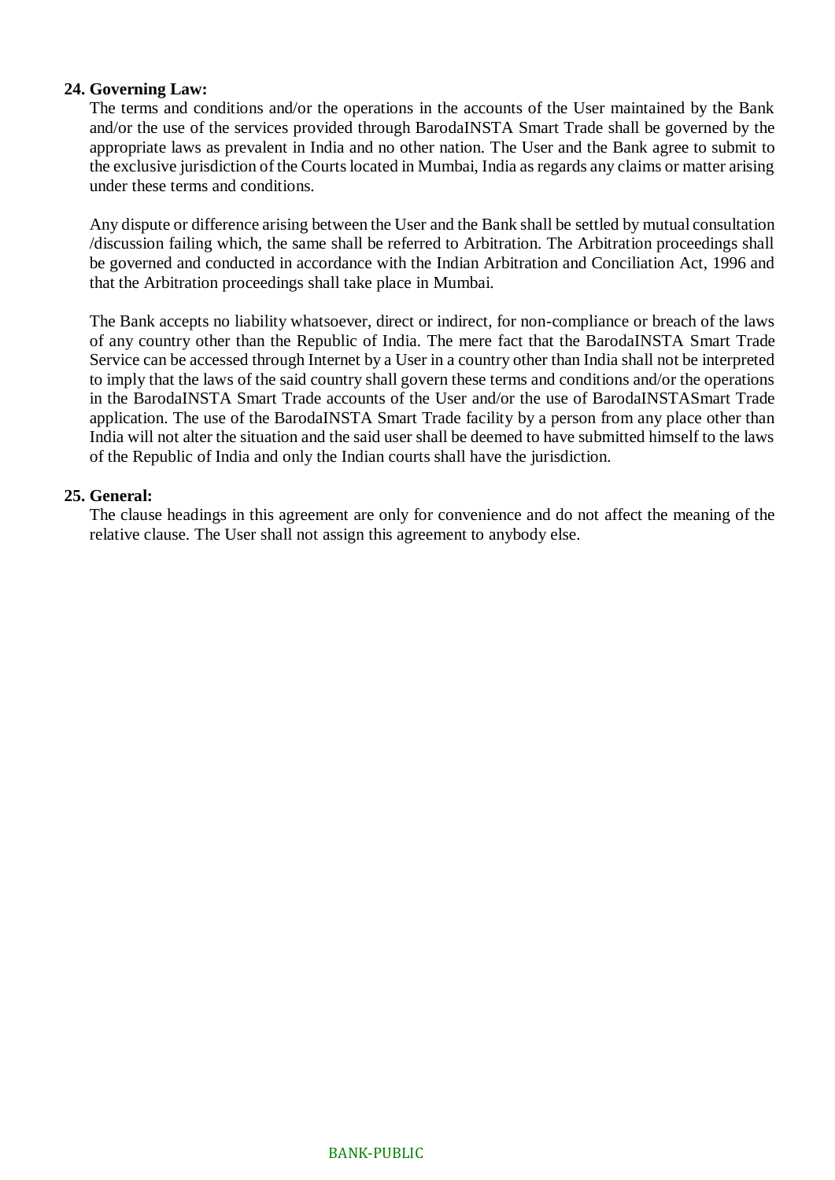**24. Governing Law:**

The terms and conditions and/or the operations in the accounts of the User maintained by the Bank and/or the use of the services provided through BarodaINSTA Smart Trade shall be governed by the appropriate laws as prevalent in India and no other nation. The User and the Bank agree to submit to the exclusive jurisdiction of the Courts located in Mumbai, India as regards any claims or matter arising under these terms and conditions.

Any dispute or difference arising between the User and the Bank shall be settled by mutual consultation /discussion failing which, the same shall be referred to Arbitration. The Arbitration proceedings shall be governed and conducted in accordance with the Indian Arbitration and Conciliation Act, 1996 and that the Arbitration proceedings shall take place in Mumbai.

The Bank accepts no liability whatsoever, direct or indirect, for non-compliance or breach of the laws of any country other than the Republic of India. The mere fact that the BarodaINSTA Smart Trade Service can be accessed through Internet by a User in a country other than India shall not be interpreted to imply that the laws of the said country shall govern these terms and conditions and/or the operations in the BarodaINSTA Smart Trade accounts of the User and/or the use of BarodaINSTASmart Trade application. The use of the BarodaINSTA Smart Trade facility by a person from any place other than India will not alter the situation and the said user shall be deemed to have submitted himself to the laws of the Republic of India and only the Indian courts shall have the jurisdiction.

**25. General:**

The clause headings in this agreement are only for convenience and do not affect the meaning of the relative clause. The User shall not assign this agreement to anybody else.